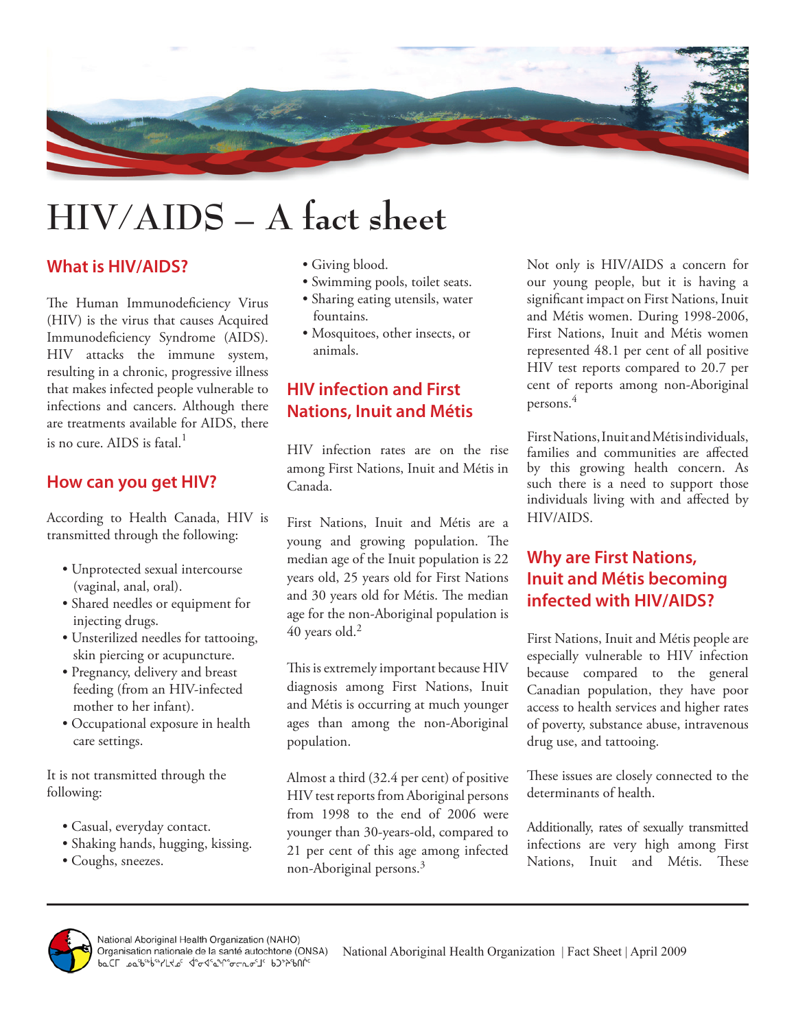# HIV/AIDS – A fact sheet

## What is HIV/AIDS?

The Human Immunodeficiency Virus (HIV) is the virus that causes Acquired Immunodeficiency Syndrome (AIDS). HIV attacks the immune system, resulting in a chronic, progressive illness that makes infected people vulnerable to infections and cancers. Although there are treatments available for AIDS, there is no cure. AIDS is fatal.[1]

## How can you get HIV?

According to Health Canada, HIV is transmitted through the following:

- Unprotected sexual intercourse (vaginal, anal, oral).
- Shared needles or equipment for injecting drugs.
- Unsterilized needles for tattooing, skin piercing or acupuncture.
- Pregnancy, delivery and breast feeding (from an HIV-infected mother to her infant).
- Occupational exposure in health care settings.

It is not transmitted through the following:

- Casual, everyday contact.
- Shaking hands, hugging, kissing.
- Coughs, sneezes.
- Giving blood.
- Swimming pools, toilet seats.
- Sharing eating utensils, water fountains.
- Mosquitoes, other insects, or animals.

## HIV infection and First Nations, Inuit and Métis

HIV infection rates are on the rise among First Nations, Inuit and Métis in Canada.

First Nations, Inuit and Métis are a young and growing population. The median age of the Inuit population is 22 years old, 25 years old for First Nations and 30 years old for Métis. The median age for the non-Aboriginal population is 40 years old.[2]

This is extremely important because HIV diagnosis among First Nations, Inuit and Métis is occurring at much younger ages than among the non-Aboriginal population.

Almost a third (32.4 per cent) of positive HIV test reports from Aboriginal persons from 1998 to the end of 2006 were younger than 30-years-old, compared to 21 per cent of this age among infected non-Aboriginal persons.[3]

Not only is HIV/AIDS a concern for our young people, but it is having a significant impact on First Nations, Inuit and Métis women. During 1998-2006, First Nations, Inuit and Métis women represented 48.1 per cent of all positive HIV test reports compared to 20.7 per cent of reports among non-Aboriginal persons.[4]

First Nations, Inuit and Métis individuals, families and communities are affected by this growing health concern. As such there is a need to support those individuals living with and affected by HIV/AIDS.

## Why are First Nations, Inuit and Métis becoming infected with HIV/AIDS?

First Nations, Inuit and Métis people are especially vulnerable to HIV infection because compared to the general Canadian population, they have poor access to health services and higher rates of poverty, substance abuse, intravenous drug use, and tattooing.

These issues are closely connected to the determinants of health.

Additionally, rates of sexually transmitted infections are very high among First Nations, Inuit and Métis. These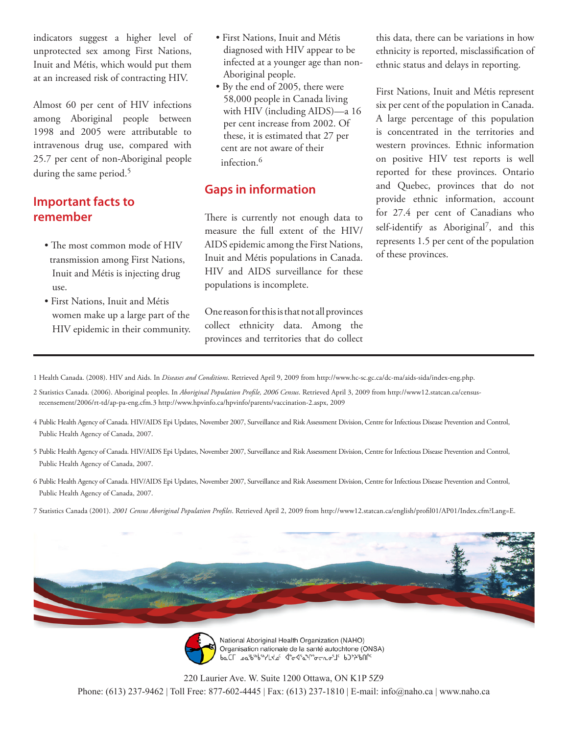indicators suggest a higher level of unprotected sex among First Nations, Inuit and Métis, which would put them at an increased risk of contracting HIV.

Almost 60 per cent of HIV infections among Aboriginal people between 1998 and 2005 were attributable to intravenous drug use, compared with 25.7 per cent of non-Aboriginal people during the same period.[5]

## Important facts to remember

- The most common mode of HIV transmission among First Nations, Inuit and Métis is injecting drug use.
- First Nations, Inuit and Métis women make up a large part of the HIV epidemic in their community.
- First Nations, Inuit and Métis diagnosed with HIV appear to be infected at a younger age than non-Aboriginal people.
- By the end of 2005, there were 58,000 people in Canada living with HIV (including AIDS)—a 16 per cent increase from 2002. Of these, it is estimated that 27 per cent are not aware of their infection.[6]

## Gaps in information

There is currently not enough data to measure the full extent of the HIV/AIDS epidemic among the First Nations, Inuit and Métis populations in Canada. HIV and AIDS surveillance for these populations is incomplete.

One reason for this is that not all provinces collect ethnicity data. Among the provinces and territories that do collect this data, there can be variations in how ethnicity is reported, misclassification of ethnic status and delays in reporting.

First Nations, Inuit and Métis represent six per cent of the population in Canada. A large percentage of this population is concentrated in the territories and western provinces. Ethnic information on positive HIV test reports is well reported for these provinces. Ontario and Quebec, provinces that do not provide ethnic information, account for 27.4 per cent of Canadians who self-identify as Aboriginal[7], and this represents 1.5 per cent of the population of these provinces.

---

1 Health Canada. (2008). HIV and Aids. In *Diseases and Conditions*. Retrieved April 9, 2009 from http://www.hc-sc.gc.ca/dc-ma/aids-sida/index-eng.php.

2 Statistics Canada. (2006). Aboriginal peoples. In *Aboriginal Population Profile, 2006 Census*. Retrieved April 3, 2009 from http://www12.statcan.ca/census-recensement/2006/rt-td/ap-pa-eng.cfm.3 http://www.hpvinfo.ca/hpvinfo/parents/vaccination-2.aspx, 2009

4 Public Health Agency of Canada. HIV/AIDS Epi Updates, November 2007, Surveillance and Risk Assessment Division, Centre for Infectious Disease Prevention and Control, Public Health Agency of Canada, 2007.

5 Public Health Agency of Canada. HIV/AIDS Epi Updates, November 2007, Surveillance and Risk Assessment Division, Centre for Infectious Disease Prevention and Control, Public Health Agency of Canada, 2007.

6 Public Health Agency of Canada. HIV/AIDS Epi Updates, November 2007, Surveillance and Risk Assessment Division, Centre for Infectious Disease Prevention and Control, Public Health Agency of Canada, 2007.

7 Statistics Canada (2001). *2001 Census Aboriginal Population Profiles*. Retrieved April 2, 2009 from http://www12.statcan.ca/english/profil01/AP01/Index.cfm?Lang=E.

National Aboriginal Health Organization (NAHO)
Organisation nationale de la santé autochtone (ONSA)
ᑲᓇᑕᒥ ᓄᓇᖃᖅᑳᖅᓯᒪᔪᓄᑦ ᐋᓐᓂᐊᖃᙱᓐᓂᕐᒧᑦ ᑲᑐᔾᔨᖃᑎᒌᑦ

220 Laurier Ave. W. Suite 1200 Ottawa, ON K1P 5Z9
Phone: (613) 237-9462 | Toll Free: 877-602-4445 | Fax: (613) 237-1810 | E-mail: info@naho.ca | www.naho.ca